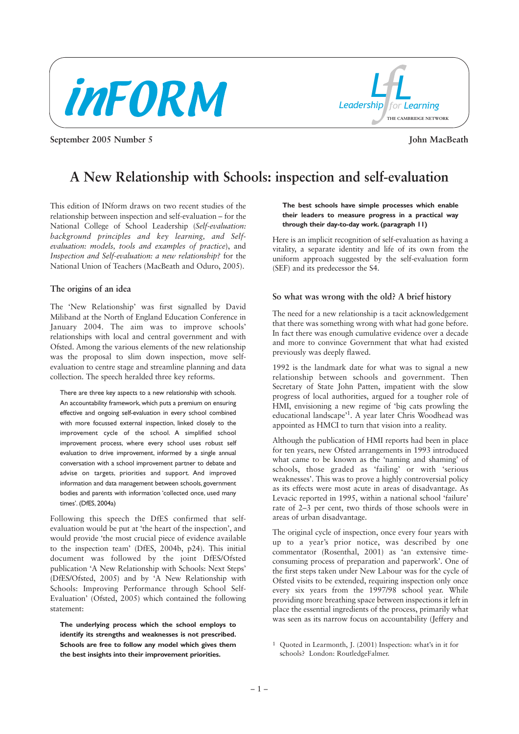inFORM

Leadership for Learning
THE CAMBRIDGE NETWORK

September 2005 Number 5

John MacBeath

# A New Relationship with Schools: inspection and self-evaluation

This edition of INform draws on two recent studies of the relationship between inspection and self-evaluation – for the National College of School Leadership (*Self-evaluation: background principles and key learning, and Self-evaluation: models, tools and examples of practice*), and *Inspection and Self-evaluation: a new relationship?* for the National Union of Teachers (MacBeath and Oduro, 2005).

## The origins of an idea

The 'New Relationship' was first signalled by David Miliband at the North of England Education Conference in January 2004. The aim was to improve schools' relationships with local and central government and with Ofsted. Among the various elements of the new relationship was the proposal to slim down inspection, move self-evaluation to centre stage and streamline planning and data collection. The speech heralded three key reforms.

> There are three key aspects to a new relationship with schools. An accountability framework, which puts a premium on ensuring effective and ongoing self-evaluation in every school combined with more focussed external inspection, linked closely to the improvement cycle of the school. A simplified school improvement process, where every school uses robust self evaluation to drive improvement, informed by a single annual conversation with a school improvement partner to debate and advise on targets, priorities and support. And improved information and data management between schools, government bodies and parents with information 'collected once, used many times'. (DfES, 2004a)

Following this speech the DfES confirmed that self-evaluation would be put at 'the heart of the inspection', and would provide 'the most crucial piece of evidence available to the inspection team' (DfES, 2004b, p24). This initial document was followed by the joint DfES/Ofsted publication 'A New Relationship with Schools: Next Steps' (DfES/Ofsted, 2005) and by 'A New Relationship with Schools: Improving Performance through School Self-Evaluation' (Ofsted, 2005) which contained the following statement:

> **The underlying process which the school employs to identify its strengths and weaknesses is not prescribed. Schools are free to follow any model which gives them the best insights into their improvement priorities.**
>
> **The best schools have simple processes which enable their leaders to measure progress in a practical way through their day-to-day work. (paragraph 11)**

Here is an implicit recognition of self-evaluation as having a vitality, a separate identity and life of its own from the uniform approach suggested by the self-evaluation form (SEF) and its predecessor the S4.

## So what was wrong with the old? A brief history

The need for a new relationship is a tacit acknowledgement that there was something wrong with what had gone before. In fact there was enough cumulative evidence over a decade and more to convince Government that what had existed previously was deeply flawed.

1992 is the landmark date for what was to signal a new relationship between schools and government. Then Secretary of State John Patten, impatient with the slow progress of local authorities, argued for a tougher role of HMI, envisioning a new regime of 'big cats prowling the educational landscape'[1]. A year later Chris Woodhead was appointed as HMCI to turn that vision into a reality.

Although the publication of HMI reports had been in place for ten years, new Ofsted arrangements in 1993 introduced what came to be known as the 'naming and shaming' of schools, those graded as 'failing' or with 'serious weaknesses'. This was to prove a highly controversial policy as its effects were most acute in areas of disadvantage. As Levacic reported in 1995, within a national school 'failure' rate of 2–3 per cent, two thirds of those schools were in areas of urban disadvantage.

The original cycle of inspection, once every four years with up to a year's prior notice, was described by one commentator (Rosenthal, 2001) as 'an extensive time-consuming process of preparation and paperwork'. One of the first steps taken under New Labour was for the cycle of Ofsted visits to be extended, requiring inspection only once every six years from the 1997/98 school year. While providing more breathing space between inspections it left in place the essential ingredients of the process, primarily what was seen as its narrow focus on accountability (Jeffery and

[1] Quoted in Learmonth, J. (2001) Inspection: what's in it for schools? London: RoutledgeFalmer.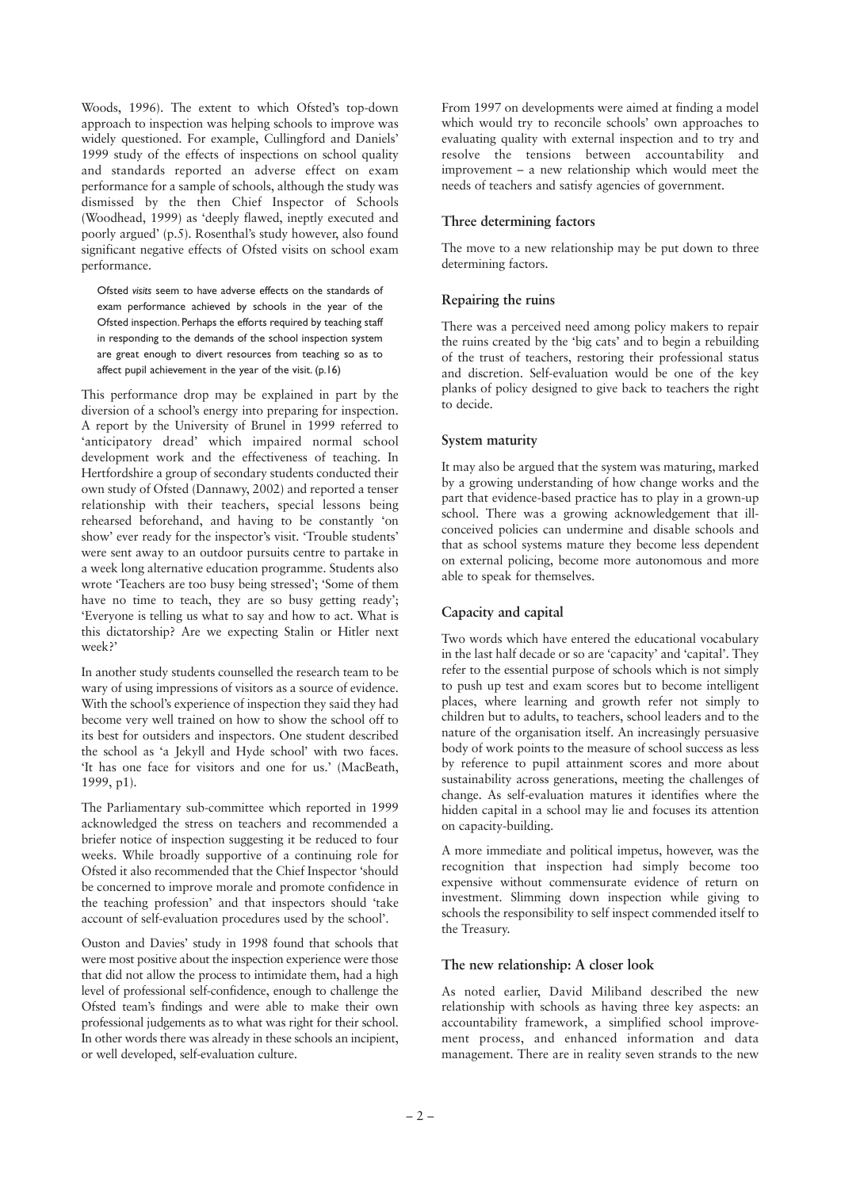Woods, 1996). The extent to which Ofsted's top-down approach to inspection was helping schools to improve was widely questioned. For example, Cullingford and Daniels' 1999 study of the effects of inspections on school quality and standards reported an adverse effect on exam performance for a sample of schools, although the study was dismissed by the then Chief Inspector of Schools (Woodhead, 1999) as 'deeply flawed, ineptly executed and poorly argued' (p.5). Rosenthal's study however, also found significant negative effects of Ofsted visits on school exam performance.

> Ofsted *visits* seem to have adverse effects on the standards of exam performance achieved by schools in the year of the Ofsted inspection. Perhaps the efforts required by teaching staff in responding to the demands of the school inspection system are great enough to divert resources from teaching so as to affect pupil achievement in the year of the visit. (p.16)

This performance drop may be explained in part by the diversion of a school's energy into preparing for inspection. A report by the University of Brunel in 1999 referred to 'anticipatory dread' which impaired normal school development work and the effectiveness of teaching. In Hertfordshire a group of secondary students conducted their own study of Ofsted (Dannawy, 2002) and reported a tenser relationship with their teachers, special lessons being rehearsed beforehand, and having to be constantly 'on show' ever ready for the inspector's visit. 'Trouble students' were sent away to an outdoor pursuits centre to partake in a week long alternative education programme. Students also wrote 'Teachers are too busy being stressed'; 'Some of them have no time to teach, they are so busy getting ready'; 'Everyone is telling us what to say and how to act. What is this dictatorship? Are we expecting Stalin or Hitler next week?'

In another study students counselled the research team to be wary of using impressions of visitors as a source of evidence. With the school's experience of inspection they said they had become very well trained on how to show the school off to its best for outsiders and inspectors. One student described the school as 'a Jekyll and Hyde school' with two faces. 'It has one face for visitors and one for us.' (MacBeath, 1999, p1).

The Parliamentary sub-committee which reported in 1999 acknowledged the stress on teachers and recommended a briefer notice of inspection suggesting it be reduced to four weeks. While broadly supportive of a continuing role for Ofsted it also recommended that the Chief Inspector 'should be concerned to improve morale and promote confidence in the teaching profession' and that inspectors should 'take account of self-evaluation procedures used by the school'.

Ouston and Davies' study in 1998 found that schools that were most positive about the inspection experience were those that did not allow the process to intimidate them, had a high level of professional self-confidence, enough to challenge the Ofsted team's findings and were able to make their own professional judgements as to what was right for their school. In other words there was already in these schools an incipient, or well developed, self-evaluation culture.

From 1997 on developments were aimed at finding a model which would try to reconcile schools' own approaches to evaluating quality with external inspection and to try and resolve the tensions between accountability and improvement – a new relationship which would meet the needs of teachers and satisfy agencies of government.

## Three determining factors

The move to a new relationship may be put down to three determining factors.

### Repairing the ruins

There was a perceived need among policy makers to repair the ruins created by the 'big cats' and to begin a rebuilding of the trust of teachers, restoring their professional status and discretion. Self-evaluation would be one of the key planks of policy designed to give back to teachers the right to decide.

### System maturity

It may also be argued that the system was maturing, marked by a growing understanding of how change works and the part that evidence-based practice has to play in a grown-up school. There was a growing acknowledgement that ill-conceived policies can undermine and disable schools and that as school systems mature they become less dependent on external policing, become more autonomous and more able to speak for themselves.

### Capacity and capital

Two words which have entered the educational vocabulary in the last half decade or so are 'capacity' and 'capital'. They refer to the essential purpose of schools which is not simply to push up test and exam scores but to become intelligent places, where learning and growth refer not simply to children but to adults, to teachers, school leaders and to the nature of the organisation itself. An increasingly persuasive body of work points to the measure of school success as less by reference to pupil attainment scores and more about sustainability across generations, meeting the challenges of change. As self-evaluation matures it identifies where the hidden capital in a school may lie and focuses its attention on capacity-building.

A more immediate and political impetus, however, was the recognition that inspection had simply become too expensive without commensurate evidence of return on investment. Slimming down inspection while giving to schools the responsibility to self inspect commended itself to the Treasury.

## The new relationship: A closer look

As noted earlier, David Miliband described the new relationship with schools as having three key aspects: an accountability framework, a simplified school improvement process, and enhanced information and data management. There are in reality seven strands to the new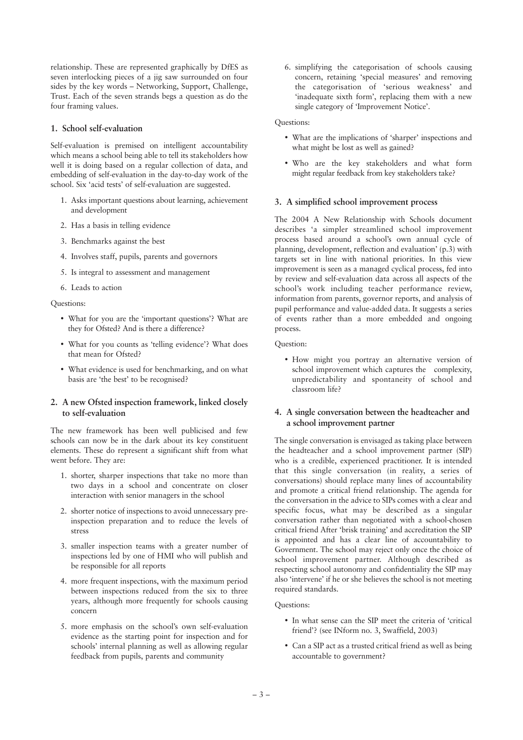relationship. These are represented graphically by DfES as seven interlocking pieces of a jig saw surrounded on four sides by the key words – Networking, Support, Challenge, Trust. Each of the seven strands begs a question as do the four framing values.

### 1. School self-evaluation

Self-evaluation is premised on intelligent accountability which means a school being able to tell its stakeholders how well it is doing based on a regular collection of data, and embedding of self-evaluation in the day-to-day work of the school. Six 'acid tests' of self-evaluation are suggested.

1. Asks important questions about learning, achievement and development
2. Has a basis in telling evidence
3. Benchmarks against the best
4. Involves staff, pupils, parents and governors
5. Is integral to assessment and management
6. Leads to action

Questions:

- What for you are the 'important questions'? What are they for Ofsted? And is there a difference?
- What for you counts as 'telling evidence'? What does that mean for Ofsted?
- What evidence is used for benchmarking, and on what basis are 'the best' to be recognised?

### 2. A new Ofsted inspection framework, linked closely to self-evaluation

The new framework has been well publicised and few schools can now be in the dark about its key constituent elements. These do represent a significant shift from what went before. They are:

1. shorter, sharper inspections that take no more than two days in a school and concentrate on closer interaction with senior managers in the school
2. shorter notice of inspections to avoid unnecessary pre-inspection preparation and to reduce the levels of stress
3. smaller inspection teams with a greater number of inspections led by one of HMI who will publish and be responsible for all reports
4. more frequent inspections, with the maximum period between inspections reduced from the six to three years, although more frequently for schools causing concern
5. more emphasis on the school's own self-evaluation evidence as the starting point for inspection and for schools' internal planning as well as allowing regular feedback from pupils, parents and community
6. simplifying the categorisation of schools causing concern, retaining 'special measures' and removing the categorisation of 'serious weakness' and 'inadequate sixth form', replacing them with a new single category of 'Improvement Notice'.

Questions:

- What are the implications of 'sharper' inspections and what might be lost as well as gained?
- Who are the key stakeholders and what form might regular feedback from key stakeholders take?

### 3. A simplified school improvement process

The 2004 A New Relationship with Schools document describes 'a simpler streamlined school improvement process based around a school's own annual cycle of planning, development, reflection and evaluation' (p.3) with targets set in line with national priorities. In this view improvement is seen as a managed cyclical process, fed into by review and self-evaluation data across all aspects of the school's work including teacher performance review, information from parents, governor reports, and analysis of pupil performance and value-added data. It suggests a series of events rather than a more embedded and ongoing process.

Question:

- How might you portray an alternative version of school improvement which captures the complexity, unpredictability and spontaneity of school and classroom life?

### 4. A single conversation between the headteacher and a school improvement partner

The single conversation is envisaged as taking place between the headteacher and a school improvement partner (SIP) who is a credible, experienced practitioner. It is intended that this single conversation (in reality, a series of conversations) should replace many lines of accountability and promote a critical friend relationship. The agenda for the conversation in the advice to SIPs comes with a clear and specific focus, what may be described as a singular conversation rather than negotiated with a school-chosen critical friend After 'brisk training' and accreditation the SIP is appointed and has a clear line of accountability to Government. The school may reject only once the choice of school improvement partner. Although described as respecting school autonomy and confidentiality the SIP may also 'intervene' if he or she believes the school is not meeting required standards.

Questions:

- In what sense can the SIP meet the criteria of 'critical friend'? (see INform no. 3, Swaffield, 2003)
- Can a SIP act as a trusted critical friend as well as being accountable to government?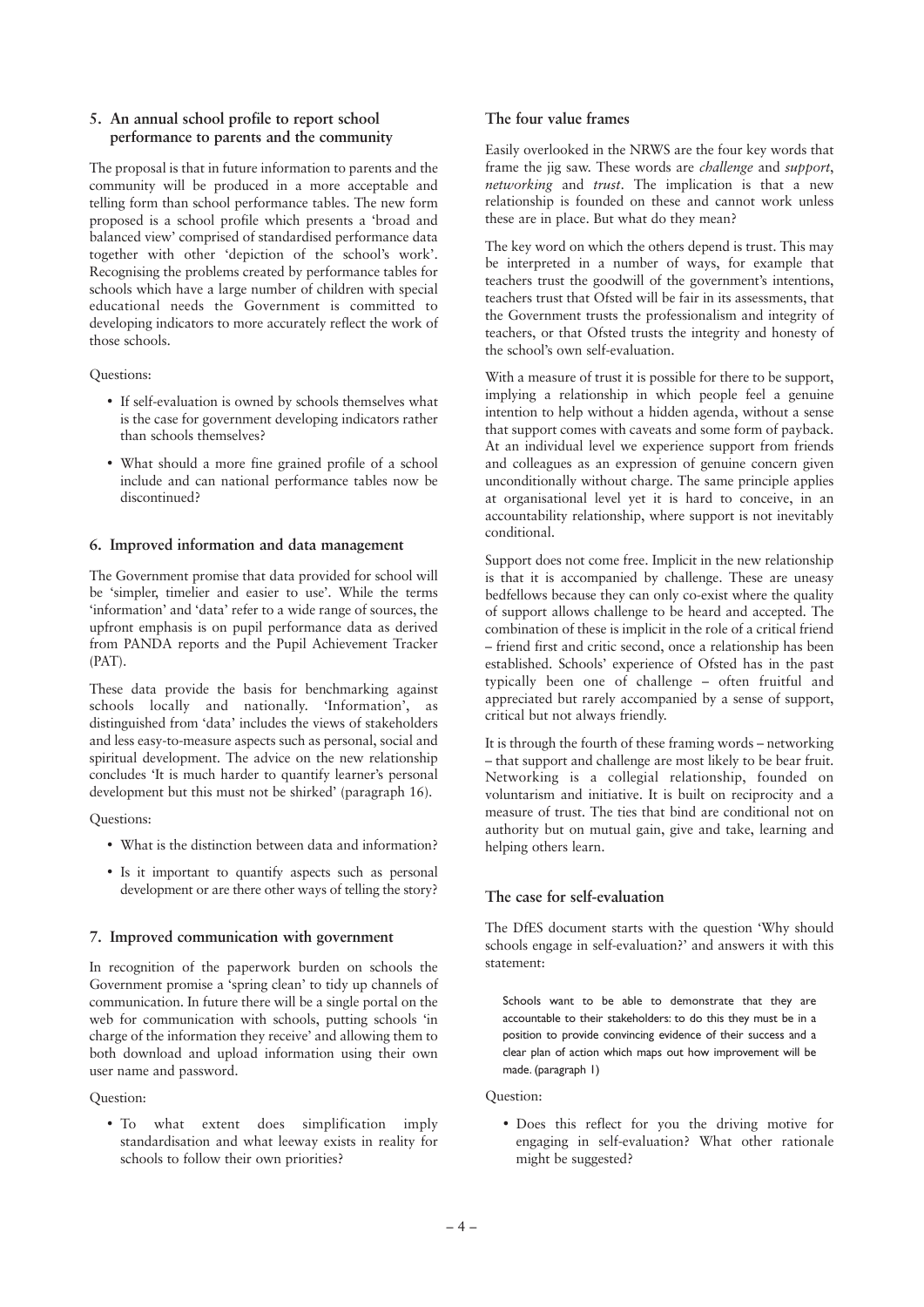### 5. An annual school profile to report school performance to parents and the community

The proposal is that in future information to parents and the community will be produced in a more acceptable and telling form than school performance tables. The new form proposed is a school profile which presents a 'broad and balanced view' comprised of standardised performance data together with other 'depiction of the school's work'. Recognising the problems created by performance tables for schools which have a large number of children with special educational needs the Government is committed to developing indicators to more accurately reflect the work of those schools.

Questions:

- If self-evaluation is owned by schools themselves what is the case for government developing indicators rather than schools themselves?
- What should a more fine grained profile of a school include and can national performance tables now be discontinued?

### 6. Improved information and data management

The Government promise that data provided for school will be 'simpler, timelier and easier to use'. While the terms 'information' and 'data' refer to a wide range of sources, the upfront emphasis is on pupil performance data as derived from PANDA reports and the Pupil Achievement Tracker (PAT).

These data provide the basis for benchmarking against schools locally and nationally. 'Information', as distinguished from 'data' includes the views of stakeholders and less easy-to-measure aspects such as personal, social and spiritual development. The advice on the new relationship concludes 'It is much harder to quantify learner's personal development but this must not be shirked' (paragraph 16).

Questions:

- What is the distinction between data and information?
- Is it important to quantify aspects such as personal development or are there other ways of telling the story?

### 7. Improved communication with government

In recognition of the paperwork burden on schools the Government promise a 'spring clean' to tidy up channels of communication. In future there will be a single portal on the web for communication with schools, putting schools 'in charge of the information they receive' and allowing them to both download and upload information using their own user name and password.

Question:

- To what extent does simplification imply standardisation and what leeway exists in reality for schools to follow their own priorities?

### The four value frames

Easily overlooked in the NRWS are the four key words that frame the jig saw. These words are *challenge* and *support*, *networking* and *trust*. The implication is that a new relationship is founded on these and cannot work unless these are in place. But what do they mean?

The key word on which the others depend is trust. This may be interpreted in a number of ways, for example that teachers trust the goodwill of the government's intentions, teachers trust that Ofsted will be fair in its assessments, that the Government trusts the professionalism and integrity of teachers, or that Ofsted trusts the integrity and honesty of the school's own self-evaluation.

With a measure of trust it is possible for there to be support, implying a relationship in which people feel a genuine intention to help without a hidden agenda, without a sense that support comes with caveats and some form of payback. At an individual level we experience support from friends and colleagues as an expression of genuine concern given unconditionally without charge. The same principle applies at organisational level yet it is hard to conceive, in an accountability relationship, where support is not inevitably conditional.

Support does not come free. Implicit in the new relationship is that it is accompanied by challenge. These are uneasy bedfellows because they can only co-exist where the quality of support allows challenge to be heard and accepted. The combination of these is implicit in the role of a critical friend – friend first and critic second, once a relationship has been established. Schools' experience of Ofsted has in the past typically been one of challenge – often fruitful and appreciated but rarely accompanied by a sense of support, critical but not always friendly.

It is through the fourth of these framing words – networking – that support and challenge are most likely to be bear fruit. Networking is a collegial relationship, founded on voluntarism and initiative. It is built on reciprocity and a measure of trust. The ties that bind are conditional not on authority but on mutual gain, give and take, learning and helping others learn.

### The case for self-evaluation

The DfES document starts with the question 'Why should schools engage in self-evaluation?' and answers it with this statement:

> Schools want to be able to demonstrate that they are accountable to their stakeholders: to do this they must be in a position to provide convincing evidence of their success and a clear plan of action which maps out how improvement will be made. (paragraph 1)

Question:

- Does this reflect for you the driving motive for engaging in self-evaluation? What other rationale might be suggested?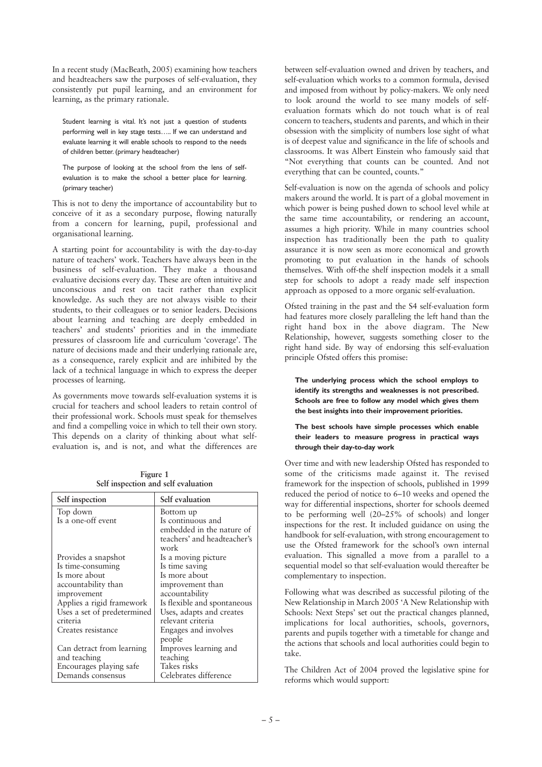In a recent study (MacBeath, 2005) examining how teachers and headteachers saw the purposes of self-evaluation, they consistently put pupil learning, and an environment for learning, as the primary rationale.

> Student learning is vital. It's not just a question of students performing well in key stage tests….. If we can understand and evaluate learning it will enable schools to respond to the needs of children better. (primary headteacher)

> The purpose of looking at the school from the lens of self-evaluation is to make the school a better place for learning. (primary teacher)

This is not to deny the importance of accountability but to conceive of it as a secondary purpose, flowing naturally from a concern for learning, pupil, professional and organisational learning.

A starting point for accountability is with the day-to-day nature of teachers' work. Teachers have always been in the business of self-evaluation. They make a thousand evaluative decisions every day. These are often intuitive and unconscious and rest on tacit rather than explicit knowledge. As such they are not always visible to their students, to their colleagues or to senior leaders. Decisions about learning and teaching are deeply embedded in teachers' and students' priorities and in the immediate pressures of classroom life and curriculum 'coverage'. The nature of decisions made and their underlying rationale are, as a consequence, rarely explicit and are inhibited by the lack of a technical language in which to express the deeper processes of learning.

As governments move towards self-evaluation systems it is crucial for teachers and school leaders to retain control of their professional work. Schools must speak for themselves and find a compelling voice in which to tell their own story. This depends on a clarity of thinking about what self-evaluation is, and is not, and what the differences are between self-evaluation owned and driven by teachers, and self-evaluation which works to a common formula, devised and imposed from without by policy-makers. We only need to look around the world to see many models of self-evaluation formats which do not touch what is of real concern to teachers, students and parents, and which in their obsession with the simplicity of numbers lose sight of what is of deepest value and significance in the life of schools and classrooms. It was Albert Einstein who famously said that "Not everything that counts can be counted. And not everything that can be counted, counts."

**Figure 1**
**Self inspection and self evaluation**

| Self inspection | Self evaluation |
|---|---|
| Top down | Bottom up |
| Is a one-off event | Is continuous and embedded in the nature of teachers' and headteacher's work |
| Provides a snapshot | Is a moving picture |
| Is time-consuming | Is time saving |
| Is more about accountability than improvement | Is more about improvement than accountability |
| Applies a rigid framework | Is flexible and spontaneous |
| Uses a set of predetermined criteria | Uses, adapts and creates relevant criteria |
| Creates resistance | Engages and involves people |
| Can detract from learning and teaching | Improves learning and teaching |
| Encourages playing safe | Takes risks |
| Demands consensus | Celebrates difference |

Self-evaluation is now on the agenda of schools and policy makers around the world. It is part of a global movement in which power is being pushed down to school level while at the same time accountability, or rendering an account, assumes a high priority. While in many countries school inspection has traditionally been the path to quality assurance it is now seen as more economical and growth promoting to put evaluation in the hands of schools themselves. With off-the shelf inspection models it a small step for schools to adopt a ready made self inspection approach as opposed to a more organic self-evaluation.

Ofsted training in the past and the S4 self-evaluation form had features more closely paralleling the left hand than the right hand box in the above diagram. The New Relationship, however, suggests something closer to the right hand side. By way of endorsing this self-evaluation principle Ofsted offers this promise:

> **The underlying process which the school employs to identify its strengths and weaknesses is not prescribed. Schools are free to follow any model which gives them the best insights into their improvement priorities.**

> **The best schools have simple processes which enable their leaders to measure progress in practical ways through their day-to-day work**

Over time and with new leadership Ofsted has responded to some of the criticisms made against it. The revised framework for the inspection of schools, published in 1999 reduced the period of notice to 6–10 weeks and opened the way for differential inspections, shorter for schools deemed to be performing well (20–25% of schools) and longer inspections for the rest. It included guidance on using the handbook for self-evaluation, with strong encouragement to use the Ofsted framework for the school's own internal evaluation. This signalled a move from a parallel to a sequential model so that self-evaluation would thereafter be complementary to inspection.

Following what was described as successful piloting of the New Relationship in March 2005 'A New Relationship with Schools: Next Steps' set out the practical changes planned, implications for local authorities, schools, governors, parents and pupils together with a timetable for change and the actions that schools and local authorities could begin to take.

The Children Act of 2004 proved the legislative spine for reforms which would support: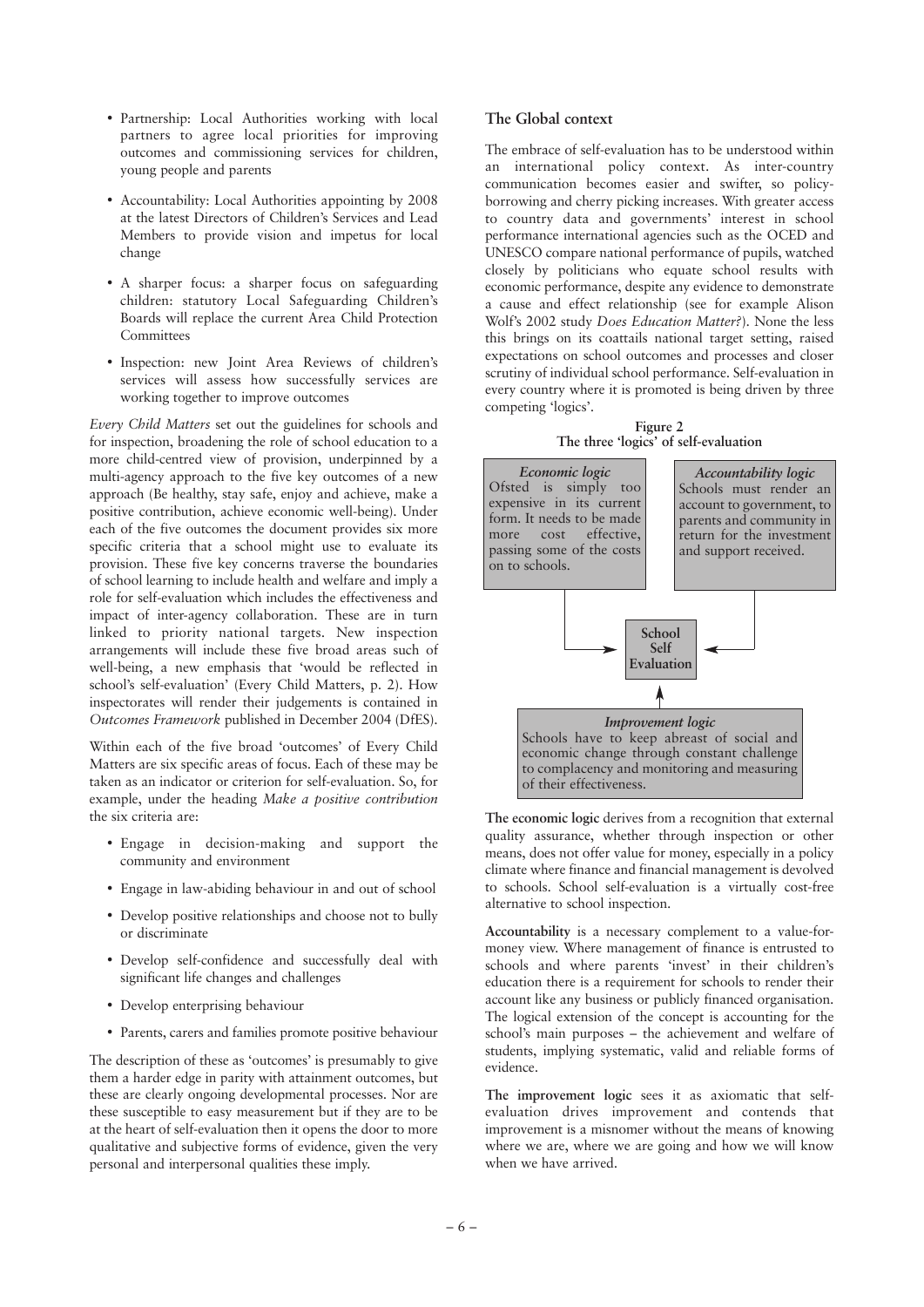- Partnership: Local Authorities working with local partners to agree local priorities for improving outcomes and commissioning services for children, young people and parents

- Accountability: Local Authorities appointing by 2008 at the latest Directors of Children's Services and Lead Members to provide vision and impetus for local change

- A sharper focus: a sharper focus on safeguarding children: statutory Local Safeguarding Children's Boards will replace the current Area Child Protection Committees

- Inspection: new Joint Area Reviews of children's services will assess how successfully services are working together to improve outcomes

*Every Child Matters* set out the guidelines for schools and for inspection, broadening the role of school education to a more child-centred view of provision, underpinned by a multi-agency approach to the five key outcomes of a new approach (Be healthy, stay safe, enjoy and achieve, make a positive contribution, achieve economic well-being). Under each of the five outcomes the document provides six more specific criteria that a school might use to evaluate its provision. These five key concerns traverse the boundaries of school learning to include health and welfare and imply a role for self-evaluation which includes the effectiveness and impact of inter-agency collaboration. These are in turn linked to priority national targets. New inspection arrangements will include these five broad areas such of well-being, a new emphasis that 'would be reflected in school's self-evaluation' (Every Child Matters, p. 2). How inspectorates will render their judgements is contained in *Outcomes Framework* published in December 2004 (DfES).

Within each of the five broad 'outcomes' of Every Child Matters are six specific areas of focus. Each of these may be taken as an indicator or criterion for self-evaluation. So, for example, under the heading *Make a positive contribution* the six criteria are:

- Engage in decision-making and support the community and environment
- Engage in law-abiding behaviour in and out of school
- Develop positive relationships and choose not to bully or discriminate
- Develop self-confidence and successfully deal with significant life changes and challenges
- Develop enterprising behaviour
- Parents, carers and families promote positive behaviour

The description of these as 'outcomes' is presumably to give them a harder edge in parity with attainment outcomes, but these are clearly ongoing developmental processes. Nor are these susceptible to easy measurement but if they are to be at the heart of self-evaluation then it opens the door to more qualitative and subjective forms of evidence, given the very personal and interpersonal qualities these imply.

## The Global context

The embrace of self-evaluation has to be understood within an international policy context. As inter-country communication becomes easier and swifter, so policy-borrowing and cherry picking increases. With greater access to country data and governments' interest in school performance international agencies such as the OCED and UNESCO compare national performance of pupils, watched closely by politicians who equate school results with economic performance, despite any evidence to demonstrate a cause and effect relationship (see for example Alison Wolf's 2002 study *Does Education Matter?*). None the less this brings on its coattails national target setting, raised expectations on school outcomes and processes and closer scrutiny of individual school performance. Self-evaluation in every country where it is promoted is being driven by three competing 'logics'.

**Figure 2**
**The three 'logics' of self-evaluation**

*Economic logic*
Ofsted is simply too expensive in its current form. It needs to be made more cost effective, passing some of the costs on to schools.

*Accountability logic*
Schools must render an account to government, to parents and community in return for the investment and support received.

**School Self Evaluation**

*Improvement logic*
Schools have to keep abreast of social and economic change through constant challenge to complacency and monitoring and measuring of their effectiveness.

**The economic logic** derives from a recognition that external quality assurance, whether through inspection or other means, does not offer value for money, especially in a policy climate where finance and financial management is devolved to schools. School self-evaluation is a virtually cost-free alternative to school inspection.

**Accountability** is a necessary complement to a value-for-money view. Where management of finance is entrusted to schools and where parents 'invest' in their children's education there is a requirement for schools to render their account like any business or publicly financed organisation. The logical extension of the concept is accounting for the school's main purposes – the achievement and welfare of students, implying systematic, valid and reliable forms of evidence.

**The improvement logic** sees it as axiomatic that self-evaluation drives improvement and contends that improvement is a misnomer without the means of knowing where we are, where we are going and how we will know when we have arrived.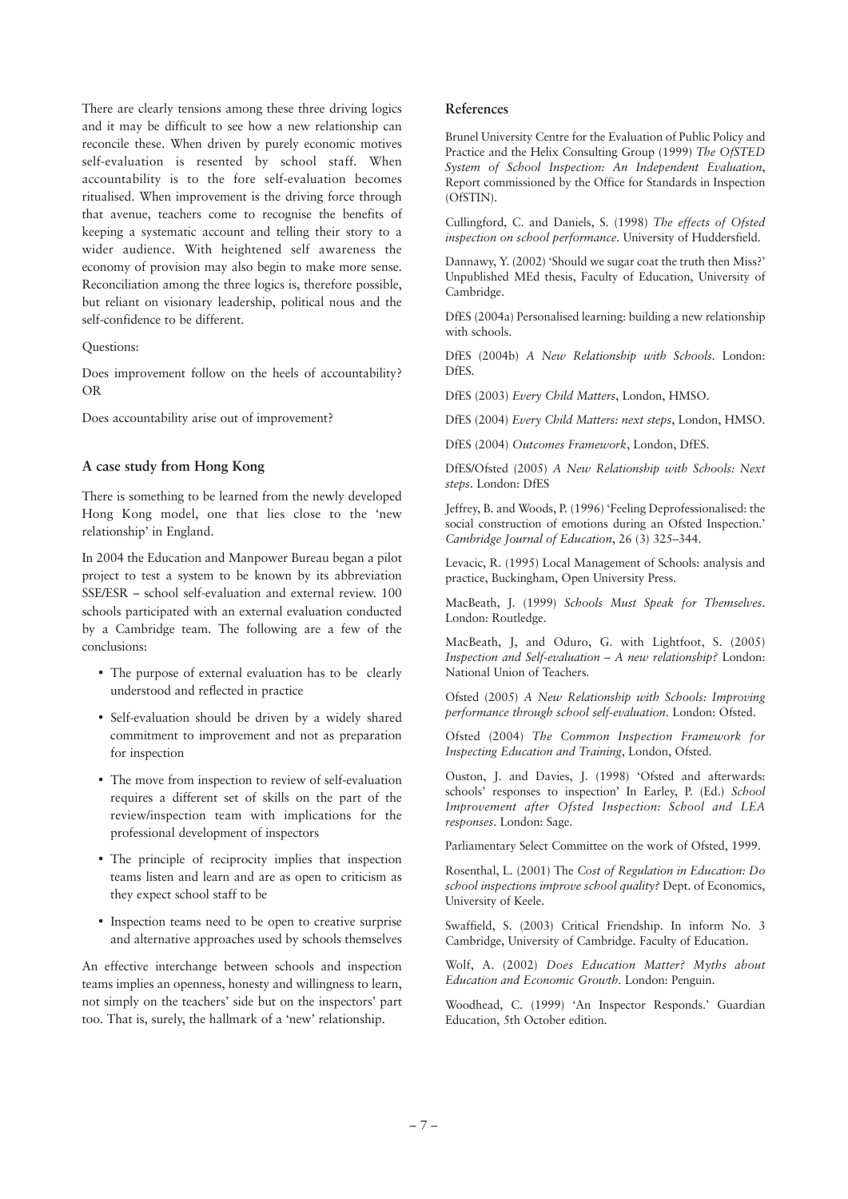There are clearly tensions among these three driving logics and it may be difficult to see how a new relationship can reconcile these. When driven by purely economic motives self-evaluation is resented by school staff. When accountability is to the fore self-evaluation becomes ritualised. When improvement is the driving force through that avenue, teachers come to recognise the benefits of keeping a systematic account and telling their story to a wider audience. With heightened self awareness the economy of provision may also begin to make more sense. Reconciliation among the three logics is, therefore possible, but reliant on visionary leadership, political nous and the self-confidence to be different.

Questions:

Does improvement follow on the heels of accountability? OR

Does accountability arise out of improvement?

### A case study from Hong Kong

There is something to be learned from the newly developed Hong Kong model, one that lies close to the 'new relationship' in England.

In 2004 the Education and Manpower Bureau began a pilot project to test a system to be known by its abbreviation SSE/ESR – school self-evaluation and external review. 100 schools participated with an external evaluation conducted by a Cambridge team. The following are a few of the conclusions:

- The purpose of external evaluation has to be clearly understood and reflected in practice
- Self-evaluation should be driven by a widely shared commitment to improvement and not as preparation for inspection
- The move from inspection to review of self-evaluation requires a different set of skills on the part of the review/inspection team with implications for the professional development of inspectors
- The principle of reciprocity implies that inspection teams listen and learn and are as open to criticism as they expect school staff to be
- Inspection teams need to be open to creative surprise and alternative approaches used by schools themselves

An effective interchange between schools and inspection teams implies an openness, honesty and willingness to learn, not simply on the teachers' side but on the inspectors' part too. That is, surely, the hallmark of a 'new' relationship.

### References

Brunel University Centre for the Evaluation of Public Policy and Practice and the Helix Consulting Group (1999) *The OfSTED System of School Inspection: An Independent Evaluation*, Report commissioned by the Office for Standards in Inspection (OfSTIN).

Cullingford, C. and Daniels, S. (1998) *The effects of Ofsted inspection on school performance*. University of Huddersfield.

Dannawy, Y. (2002) 'Should we sugar coat the truth then Miss?' Unpublished MEd thesis, Faculty of Education, University of Cambridge.

DfES (2004a) Personalised learning: building a new relationship with schools.

DfES (2004b) *A New Relationship with Schools*. London: DfES.

DfES (2003) *Every Child Matters*, London, HMSO.

DfES (2004) *Every Child Matters: next steps*, London, HMSO.

DfES (2004) *Outcomes Framework*, London, DfES.

DfES/Ofsted (2005) *A New Relationship with Schools: Next steps*. London: DfES

Jeffrey, B. and Woods, P. (1996) 'Feeling Deprofessionalised: the social construction of emotions during an Ofsted Inspection.' *Cambridge Journal of Education*, 26 (3) 325–344.

Levacic, R. (1995) Local Management of Schools: analysis and practice, Buckingham, Open University Press.

MacBeath, J. (1999) *Schools Must Speak for Themselves*. London: Routledge.

MacBeath, J, and Oduro, G. with Lightfoot, S. (2005) *Inspection and Self-evaluation – A new relationship?* London: National Union of Teachers.

Ofsted (2005) *A New Relationship with Schools: Improving performance through school self-evaluation*. London: Ofsted.

Ofsted (2004) *The Common Inspection Framework for Inspecting Education and Training*, London, Ofsted.

Ouston, J. and Davies, J. (1998) 'Ofsted and afterwards: schools' responses to inspection' In Earley, P. (Ed.) *School Improvement after Ofsted Inspection: School and LEA responses*. London: Sage.

Parliamentary Select Committee on the work of Ofsted, 1999.

Rosenthal, L. (2001) The *Cost of Regulation in Education: Do school inspections improve school quality?* Dept. of Economics, University of Keele.

Swaffield, S. (2003) Critical Friendship. In inform No. 3 Cambridge, University of Cambridge. Faculty of Education.

Wolf, A. (2002) *Does Education Matter? Myths about Education and Economic Growth*. London: Penguin.

Woodhead, C. (1999) 'An Inspector Responds.' Guardian Education, 5th October edition.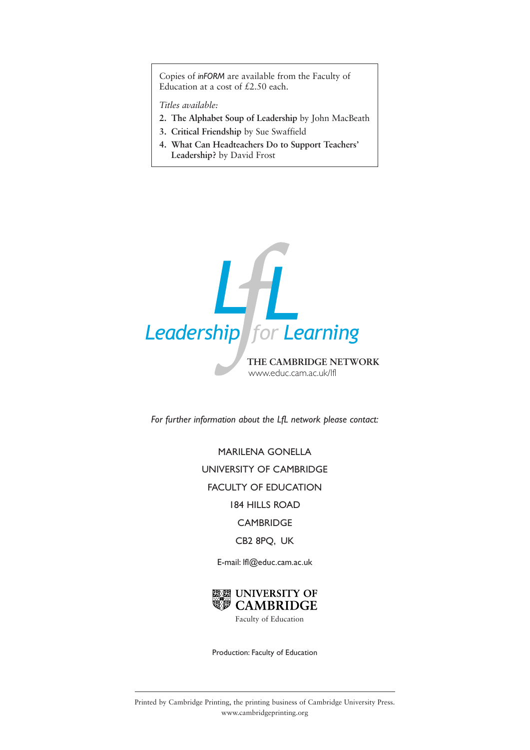Copies of *inFORM* are available from the Faculty of Education at a cost of £2.50 each.

*Titles available:*

2. **The Alphabet Soup of Leadership** by John MacBeath
3. **Critical Friendship** by Sue Swaffield
4. **What Can Headteachers Do to Support Teachers' Leadership?** by David Frost

LfL

*Leadership for Learning*

**THE CAMBRIDGE NETWORK**

www.educ.cam.ac.uk/lfl

*For further information about the LfL network please contact:*

MARILENA GONELLA

UNIVERSITY OF CAMBRIDGE

FACULTY OF EDUCATION

184 HILLS ROAD

CAMBRIDGE

CB2 8PQ, UK

E-mail: lfl@educ.cam.ac.uk

UNIVERSITY OF CAMBRIDGE

Faculty of Education

Production: Faculty of Education

Printed by Cambridge Printing, the printing business of Cambridge University Press.
www.cambridgeprinting.org